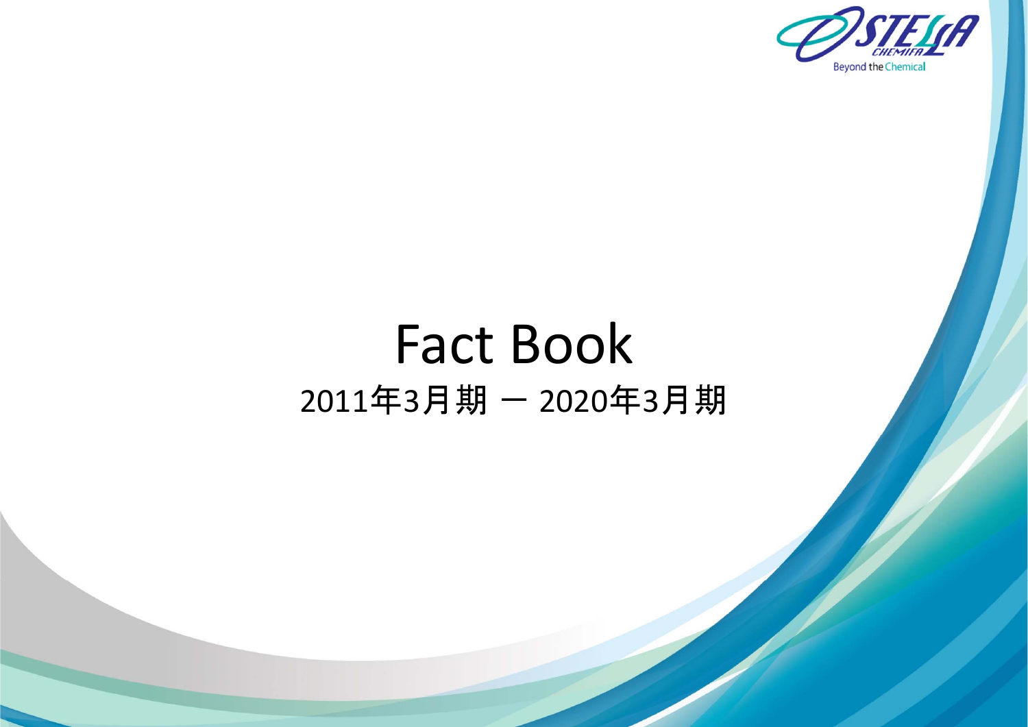# Fact Book

## 2011年3月期 ― 2020年3月期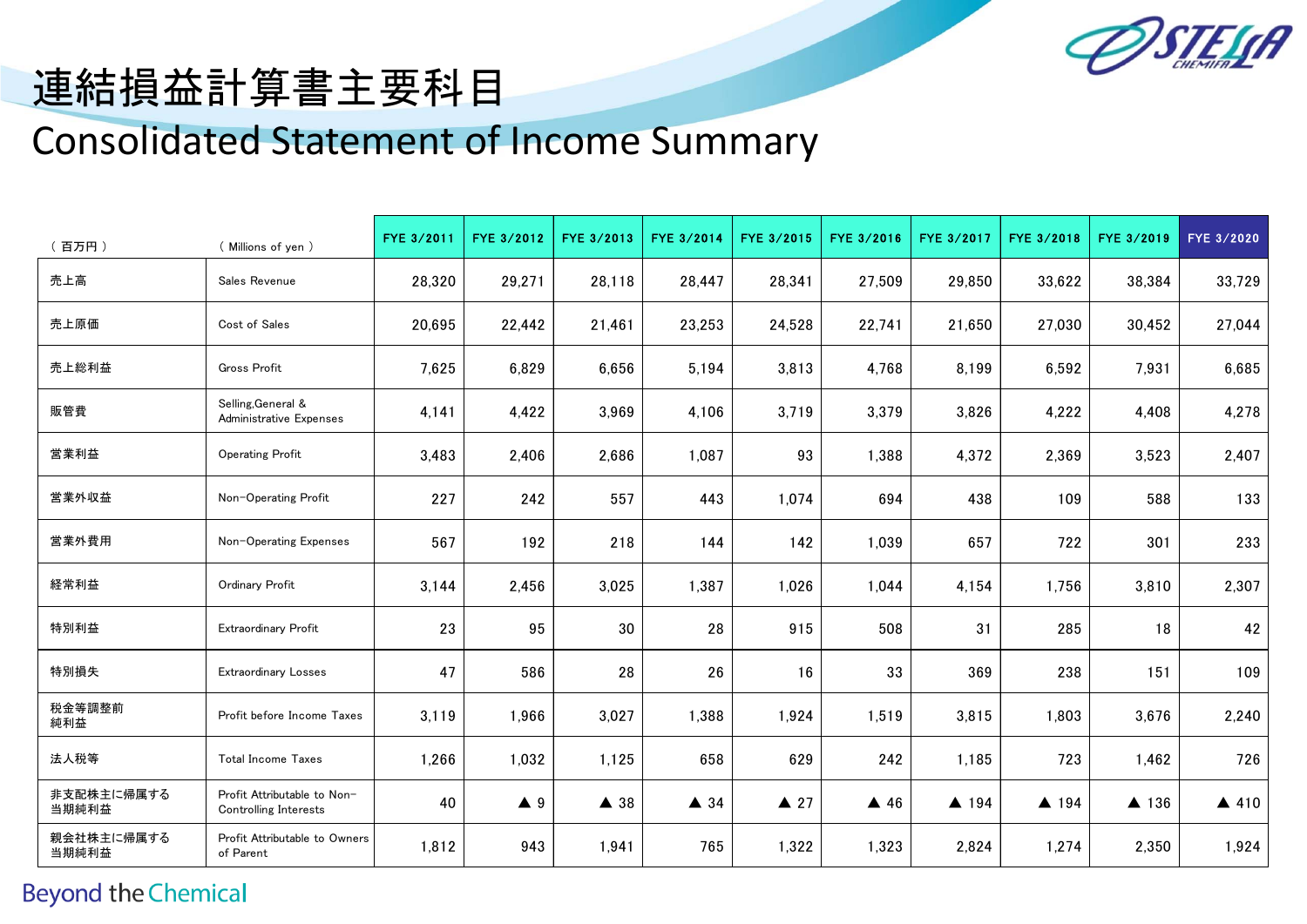# 連結損益計算書主要科目

## Consolidated Statement of Income Summary

| （百万円） | （Millions of yen） | FYE 3/2011 | FYE 3/2012 | FYE 3/2013 | FYE 3/2014 | FYE 3/2015 | FYE 3/2016 | FYE 3/2017 | FYE 3/2018 | FYE 3/2019 | FYE 3/2020 |
|---|---|---|---|---|---|---|---|---|---|---|---|
| 売上高 | Sales Revenue | 28,320 | 29,271 | 28,118 | 28,447 | 28,341 | 27,509 | 29,850 | 33,622 | 38,384 | 33,729 |
| 売上原価 | Cost of Sales | 20,695 | 22,442 | 21,461 | 23,253 | 24,528 | 22,741 | 21,650 | 27,030 | 30,452 | 27,044 |
| 売上総利益 | Gross Profit | 7,625 | 6,829 | 6,656 | 5,194 | 3,813 | 4,768 | 8,199 | 6,592 | 7,931 | 6,685 |
| 販管費 | Selling,General & Administrative Expenses | 4,141 | 4,422 | 3,969 | 4,106 | 3,719 | 3,379 | 3,826 | 4,222 | 4,408 | 4,278 |
| 営業利益 | Operating Profit | 3,483 | 2,406 | 2,686 | 1,087 | 93 | 1,388 | 4,372 | 2,369 | 3,523 | 2,407 |
| 営業外収益 | Non-Operating Profit | 227 | 242 | 557 | 443 | 1,074 | 694 | 438 | 109 | 588 | 133 |
| 営業外費用 | Non-Operating Expenses | 567 | 192 | 218 | 144 | 142 | 1,039 | 657 | 722 | 301 | 233 |
| 経常利益 | Ordinary Profit | 3,144 | 2,456 | 3,025 | 1,387 | 1,026 | 1,044 | 4,154 | 1,756 | 3,810 | 2,307 |
| 特別利益 | Extraordinary Profit | 23 | 95 | 30 | 28 | 915 | 508 | 31 | 285 | 18 | 42 |
| 特別損失 | Extraordinary Losses | 47 | 586 | 28 | 26 | 16 | 33 | 369 | 238 | 151 | 109 |
| 税金等調整前純利益 | Profit before Income Taxes | 3,119 | 1,966 | 3,027 | 1,388 | 1,924 | 1,519 | 3,815 | 1,803 | 3,676 | 2,240 |
| 法人税等 | Total Income Taxes | 1,266 | 1,032 | 1,125 | 658 | 629 | 242 | 1,185 | 723 | 1,462 | 726 |
| 非支配株主に帰属する当期純利益 | Profit Attributable to Non-Controlling Interests | 40 | ▲ 9 | ▲ 38 | ▲ 34 | ▲ 27 | ▲ 46 | ▲ 194 | ▲ 194 | ▲ 136 | ▲ 410 |
| 親会社株主に帰属する当期純利益 | Profit Attributable to Owners of Parent | 1,812 | 943 | 1,941 | 765 | 1,322 | 1,323 | 2,824 | 1,274 | 2,350 | 1,924 |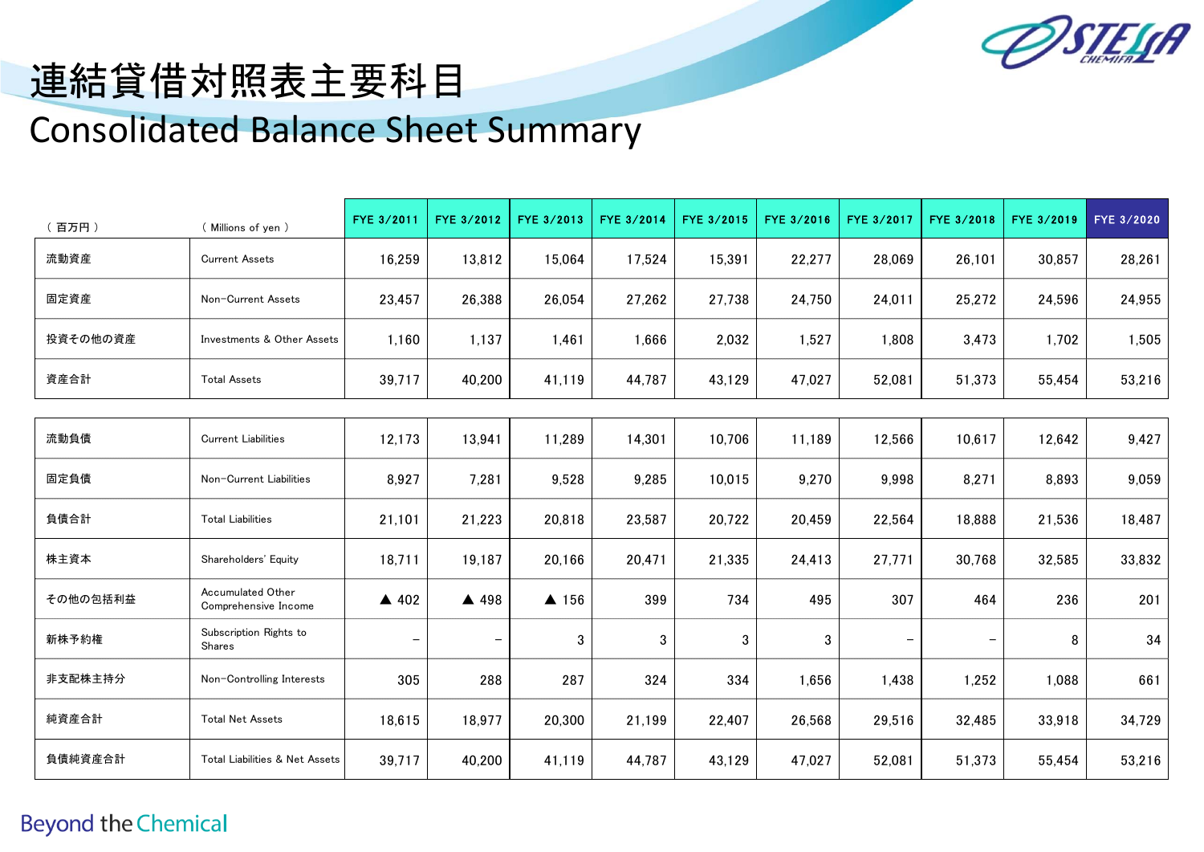# 連結貸借対照表主要科目

## Consolidated Balance Sheet Summary

| （百万円） | ( Millions of yen ) | FYE 3/2011 | FYE 3/2012 | FYE 3/2013 | FYE 3/2014 | FYE 3/2015 | FYE 3/2016 | FYE 3/2017 | FYE 3/2018 | FYE 3/2019 | FYE 3/2020 |
|---|---|---|---|---|---|---|---|---|---|---|---|
| 流動資産 | Current Assets | 16,259 | 13,812 | 15,064 | 17,524 | 15,391 | 22,277 | 28,069 | 26,101 | 30,857 | 28,261 |
| 固定資産 | Non-Current Assets | 23,457 | 26,388 | 26,054 | 27,262 | 27,738 | 24,750 | 24,011 | 25,272 | 24,596 | 24,955 |
| 投資その他の資産 | Investments & Other Assets | 1,160 | 1,137 | 1,461 | 1,666 | 2,032 | 1,527 | 1,808 | 3,473 | 1,702 | 1,505 |
| 資産合計 | Total Assets | 39,717 | 40,200 | 41,119 | 44,787 | 43,129 | 47,027 | 52,081 | 51,373 | 55,454 | 53,216 |
| 流動負債 | Current Liabilities | 12,173 | 13,941 | 11,289 | 14,301 | 10,706 | 11,189 | 12,566 | 10,617 | 12,642 | 9,427 |
| 固定負債 | Non-Current Liabilities | 8,927 | 7,281 | 9,528 | 9,285 | 10,015 | 9,270 | 9,998 | 8,271 | 8,893 | 9,059 |
| 負債合計 | Total Liabilities | 21,101 | 21,223 | 20,818 | 23,587 | 20,722 | 20,459 | 22,564 | 18,888 | 21,536 | 18,487 |
| 株主資本 | Shareholders' Equity | 18,711 | 19,187 | 20,166 | 20,471 | 21,335 | 24,413 | 27,771 | 30,768 | 32,585 | 33,832 |
| その他の包括利益 | Accumulated Other Comprehensive Income | ▲ 402 | ▲ 498 | ▲ 156 | 399 | 734 | 495 | 307 | 464 | 236 | 201 |
| 新株予約権 | Subscription Rights to Shares | － | － | 3 | 3 | 3 | 3 | － | － | 8 | 34 |
| 非支配株主持分 | Non-Controlling Interests | 305 | 288 | 287 | 324 | 334 | 1,656 | 1,438 | 1,252 | 1,088 | 661 |
| 純資産合計 | Total Net Assets | 18,615 | 18,977 | 20,300 | 21,199 | 22,407 | 26,568 | 29,516 | 32,485 | 33,918 | 34,729 |
| 負債純資産合計 | Total Liabilities & Net Assets | 39,717 | 40,200 | 41,119 | 44,787 | 43,129 | 47,027 | 52,081 | 51,373 | 55,454 | 53,216 |

Beyond the Chemical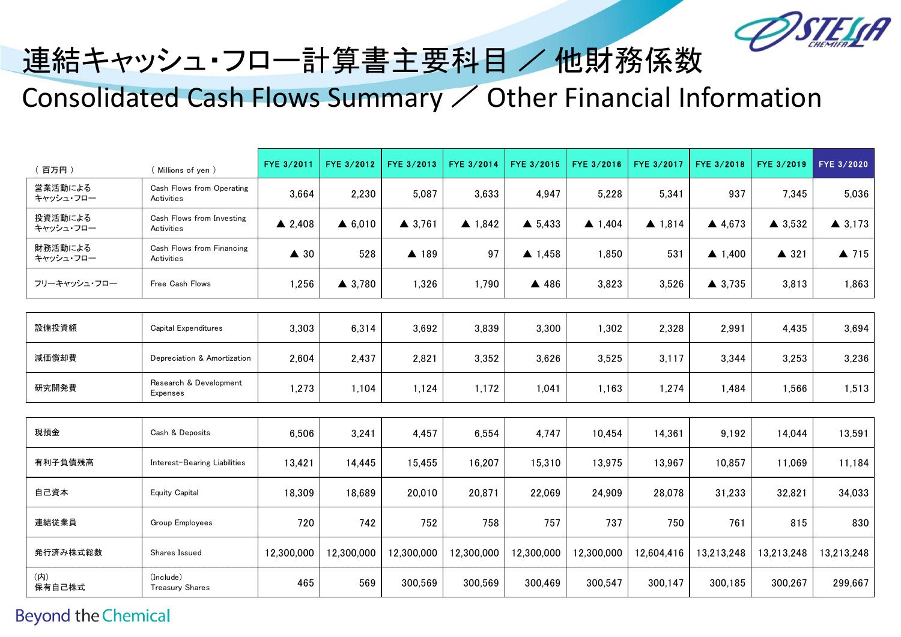# 連結キャッシュ・フロー計算書主要科目 ／ 他財務係数

# Consolidated Cash Flows Summary ／ Other Financial Information

| （百万円） | （Millions of yen） | FYE 3/2011 | FYE 3/2012 | FYE 3/2013 | FYE 3/2014 | FYE 3/2015 | FYE 3/2016 | FYE 3/2017 | FYE 3/2018 | FYE 3/2019 | FYE 3/2020 |
|---|---|---|---|---|---|---|---|---|---|---|---|
| 営業活動によるキャッシュ・フロー | Cash Flows from Operating Activities | 3,664 | 2,230 | 5,087 | 3,633 | 4,947 | 5,228 | 5,341 | 937 | 7,345 | 5,036 |
| 投資活動によるキャッシュ・フロー | Cash Flows from Investing Activities | ▲ 2,408 | ▲ 6,010 | ▲ 3,761 | ▲ 1,842 | ▲ 5,433 | ▲ 1,404 | ▲ 1,814 | ▲ 4,673 | ▲ 3,532 | ▲ 3,173 |
| 財務活動によるキャッシュ・フロー | Cash Flows from Financing Activities | ▲ 30 | 528 | ▲ 189 | 97 | ▲ 1,458 | 1,850 | 531 | ▲ 1,400 | ▲ 321 | ▲ 715 |
| フリーキャッシュ・フロー | Free Cash Flows | 1,256 | ▲ 3,780 | 1,326 | 1,790 | ▲ 486 | 3,823 | 3,526 | ▲ 3,735 | 3,813 | 1,863 |
| 設備投資額 | Capital Expenditures | 3,303 | 6,314 | 3,692 | 3,839 | 3,300 | 1,302 | 2,328 | 2,991 | 4,435 | 3,694 |
| 減価償却費 | Depreciation & Amortization | 2,604 | 2,437 | 2,821 | 3,352 | 3,626 | 3,525 | 3,117 | 3,344 | 3,253 | 3,236 |
| 研究開発費 | Research & Development Expenses | 1,273 | 1,104 | 1,124 | 1,172 | 1,041 | 1,163 | 1,274 | 1,484 | 1,566 | 1,513 |
| 現預金 | Cash & Deposits | 6,506 | 3,241 | 4,457 | 6,554 | 4,747 | 10,454 | 14,361 | 9,192 | 14,044 | 13,591 |
| 有利子負債残高 | Interest-Bearing Liabilities | 13,421 | 14,445 | 15,455 | 16,207 | 15,310 | 13,975 | 13,967 | 10,857 | 11,069 | 11,184 |
| 自己資本 | Equity Capital | 18,309 | 18,689 | 20,010 | 20,871 | 22,069 | 24,909 | 28,078 | 31,233 | 32,821 | 34,033 |
| 連結従業員 | Group Employees | 720 | 742 | 752 | 758 | 757 | 737 | 750 | 761 | 815 | 830 |
| 発行済み株式総数 | Shares Issued | 12,300,000 | 12,300,000 | 12,300,000 | 12,300,000 | 12,300,000 | 12,300,000 | 12,604,416 | 13,213,248 | 13,213,248 | 13,213,248 |
| (内) 保有自己株式 | (Include) Treasury Shares | 465 | 569 | 300,569 | 300,569 | 300,469 | 300,547 | 300,147 | 300,185 | 300,267 | 299,667 |

Beyond the Chemical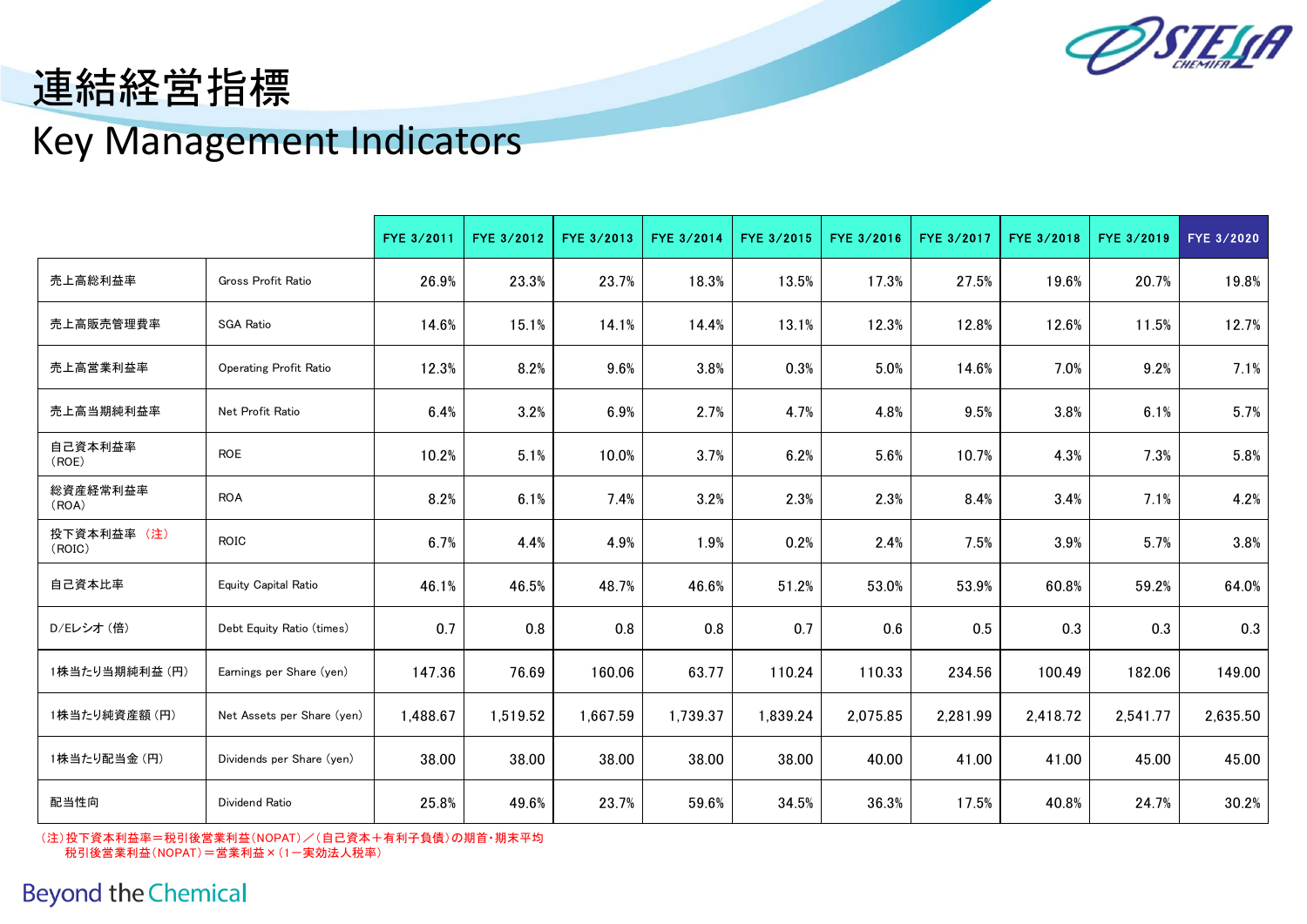# 連結経営指標
# Key Management Indicators

| | | FYE 3/2011 | FYE 3/2012 | FYE 3/2013 | FYE 3/2014 | FYE 3/2015 | FYE 3/2016 | FYE 3/2017 | FYE 3/2018 | FYE 3/2019 | FYE 3/2020 |
|---|---|---|---|---|---|---|---|---|---|---|---|
| 売上高総利益率 | Gross Profit Ratio | 26.9% | 23.3% | 23.7% | 18.3% | 13.5% | 17.3% | 27.5% | 19.6% | 20.7% | 19.8% |
| 売上高販売管理費率 | SGA Ratio | 14.6% | 15.1% | 14.1% | 14.4% | 13.1% | 12.3% | 12.8% | 12.6% | 11.5% | 12.7% |
| 売上高営業利益率 | Operating Profit Ratio | 12.3% | 8.2% | 9.6% | 3.8% | 0.3% | 5.0% | 14.6% | 7.0% | 9.2% | 7.1% |
| 売上高当期純利益率 | Net Profit Ratio | 6.4% | 3.2% | 6.9% | 2.7% | 4.7% | 4.8% | 9.5% | 3.8% | 6.1% | 5.7% |
| 自己資本利益率（ROE） | ROE | 10.2% | 5.1% | 10.0% | 3.7% | 6.2% | 5.6% | 10.7% | 4.3% | 7.3% | 5.8% |
| 総資産経常利益率（ROA） | ROA | 8.2% | 6.1% | 7.4% | 3.2% | 2.3% | 2.3% | 8.4% | 3.4% | 7.1% | 4.2% |
| 投下資本利益率（注）（ROIC） | ROIC | 6.7% | 4.4% | 4.9% | 1.9% | 0.2% | 2.4% | 7.5% | 3.9% | 5.7% | 3.8% |
| 自己資本比率 | Equity Capital Ratio | 46.1% | 46.5% | 48.7% | 46.6% | 51.2% | 53.0% | 53.9% | 60.8% | 59.2% | 64.0% |
| D/Eレシオ（倍） | Debt Equity Ratio (times) | 0.7 | 0.8 | 0.8 | 0.8 | 0.7 | 0.6 | 0.5 | 0.3 | 0.3 | 0.3 |
| 1株当たり当期純利益（円） | Earnings per Share (yen) | 147.36 | 76.69 | 160.06 | 63.77 | 110.24 | 110.33 | 234.56 | 100.49 | 182.06 | 149.00 |
| 1株当たり純資産額（円） | Net Assets per Share (yen) | 1,488.67 | 1,519.52 | 1,667.59 | 1,739.37 | 1,839.24 | 2,075.85 | 2,281.99 | 2,418.72 | 2,541.77 | 2,635.50 |
| 1株当たり配当金（円） | Dividends per Share (yen) | 38.00 | 38.00 | 38.00 | 38.00 | 38.00 | 40.00 | 41.00 | 41.00 | 45.00 | 45.00 |
| 配当性向 | Dividend Ratio | 25.8% | 49.6% | 23.7% | 59.6% | 34.5% | 36.3% | 17.5% | 40.8% | 24.7% | 30.2% |

（注）投下資本利益率＝税引後営業利益（NOPAT）／（自己資本＋有利子負債）の期首・期末平均
税引後営業利益（NOPAT）＝営業利益×（1－実効法人税率）

Beyond the Chemical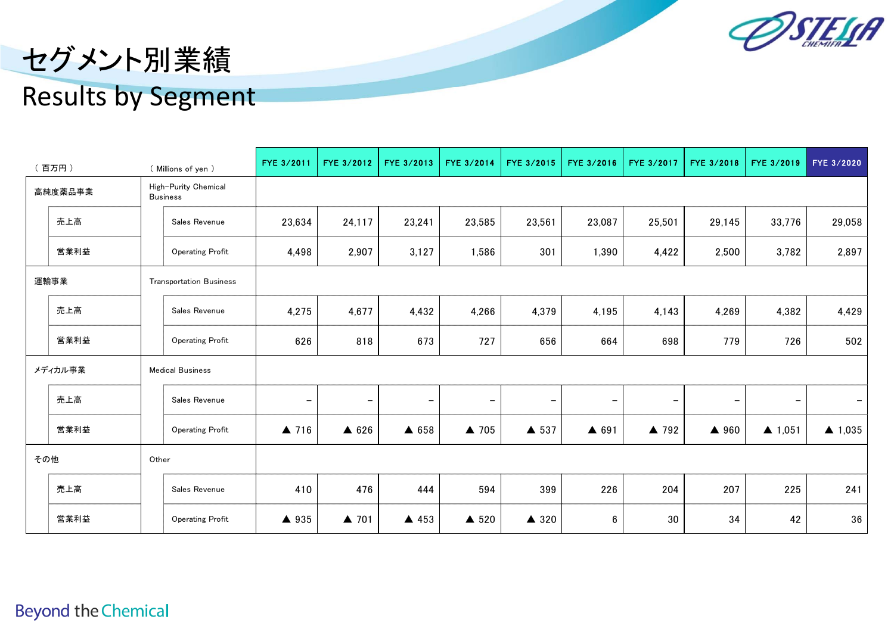# セグメント別業績
# Results by Segment

| （百万円） | ( Millions of yen ) | FYE 3/2011 | FYE 3/2012 | FYE 3/2013 | FYE 3/2014 | FYE 3/2015 | FYE 3/2016 | FYE 3/2017 | FYE 3/2018 | FYE 3/2019 | FYE 3/2020 |
|---|---|---|---|---|---|---|---|---|---|---|---|
| 高純度薬品事業 | High-Purity Chemical Business | | | | | | | | | | |
| 売上高 | Sales Revenue | 23,634 | 24,117 | 23,241 | 23,585 | 23,561 | 23,087 | 25,501 | 29,145 | 33,776 | 29,058 |
| 営業利益 | Operating Profit | 4,498 | 2,907 | 3,127 | 1,586 | 301 | 1,390 | 4,422 | 2,500 | 3,782 | 2,897 |
| 運輸事業 | Transportation Business | | | | | | | | | | |
| 売上高 | Sales Revenue | 4,275 | 4,677 | 4,432 | 4,266 | 4,379 | 4,195 | 4,143 | 4,269 | 4,382 | 4,429 |
| 営業利益 | Operating Profit | 626 | 818 | 673 | 727 | 656 | 664 | 698 | 779 | 726 | 502 |
| メディカル事業 | Medical Business | | | | | | | | | | |
| 売上高 | Sales Revenue | – | – | – | – | – | – | – | – | – | – |
| 営業利益 | Operating Profit | ▲ 716 | ▲ 626 | ▲ 658 | ▲ 705 | ▲ 537 | ▲ 691 | ▲ 792 | ▲ 960 | ▲ 1,051 | ▲ 1,035 |
| その他 | Other | | | | | | | | | | |
| 売上高 | Sales Revenue | 410 | 476 | 444 | 594 | 399 | 226 | 204 | 207 | 225 | 241 |
| 営業利益 | Operating Profit | ▲ 935 | ▲ 701 | ▲ 453 | ▲ 520 | ▲ 320 | 6 | 30 | 34 | 42 | 36 |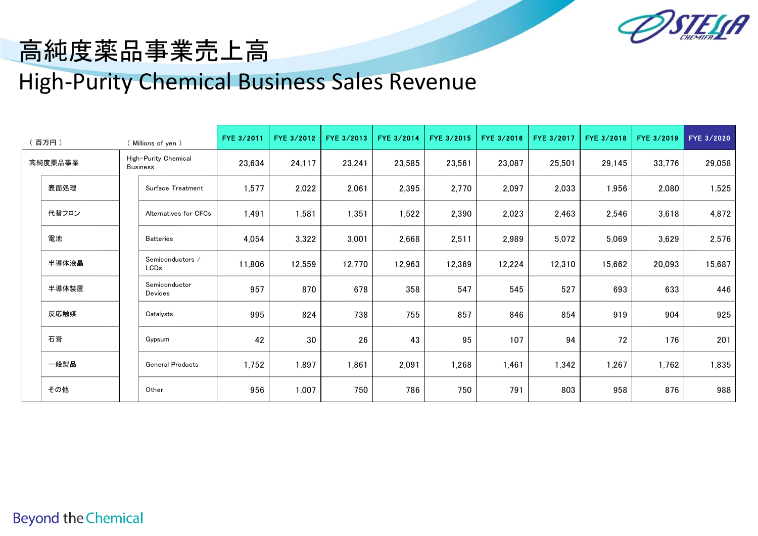# 高純度薬品事業売上高

## High-Purity Chemical Business Sales Revenue

| （百万円） | （Millions of yen） | FYE 3/2011 | FYE 3/2012 | FYE 3/2013 | FYE 3/2014 | FYE 3/2015 | FYE 3/2016 | FYE 3/2017 | FYE 3/2018 | FYE 3/2019 | FYE 3/2020 |
|---|---|---|---|---|---|---|---|---|---|---|---|
| 高純度薬品事業 | High-Purity Chemical Business | 23,634 | 24,117 | 23,241 | 23,585 | 23,561 | 23,087 | 25,501 | 29,145 | 33,776 | 29,058 |
| 表面処理 | Surface Treatment | 1,577 | 2,022 | 2,061 | 2,395 | 2,770 | 2,097 | 2,033 | 1,956 | 2,080 | 1,525 |
| 代替フロン | Alternatives for CFCs | 1,491 | 1,581 | 1,351 | 1,522 | 2,390 | 2,023 | 2,463 | 2,546 | 3,618 | 4,872 |
| 電池 | Batteries | 4,054 | 3,322 | 3,001 | 2,668 | 2,511 | 2,989 | 5,072 | 5,069 | 3,629 | 2,576 |
| 半導体液晶 | Semiconductors / LCDs | 11,806 | 12,559 | 12,770 | 12,963 | 12,369 | 12,224 | 12,310 | 15,662 | 20,093 | 15,687 |
| 半導体装置 | Semiconductor Devices | 957 | 870 | 678 | 358 | 547 | 545 | 527 | 693 | 633 | 446 |
| 反応触媒 | Catalysts | 995 | 824 | 738 | 755 | 857 | 846 | 854 | 919 | 904 | 925 |
| 石膏 | Gypsum | 42 | 30 | 26 | 43 | 95 | 107 | 94 | 72 | 176 | 201 |
| 一般製品 | General Products | 1,752 | 1,897 | 1,861 | 2,091 | 1,268 | 1,461 | 1,342 | 1,267 | 1,762 | 1,835 |
| その他 | Other | 956 | 1,007 | 750 | 786 | 750 | 791 | 803 | 958 | 876 | 988 |

Beyond the Chemical